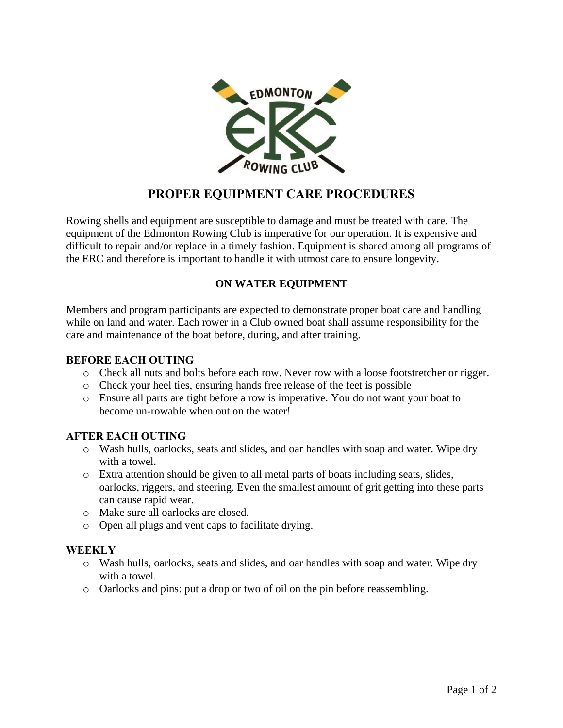# PROPER EQUIPMENT CARE PROCEDURES

Rowing shells and equipment are susceptible to damage and must be treated with care. The equipment of the Edmonton Rowing Club is imperative for our operation. It is expensive and difficult to repair and/or replace in a timely fashion. Equipment is shared among all programs of the ERC and therefore is important to handle it with utmost care to ensure longevity.

## ON WATER EQUIPMENT

Members and program participants are expected to demonstrate proper boat care and handling while on land and water. Each rower in a Club owned boat shall assume responsibility for the care and maintenance of the boat before, during, and after training.

### BEFORE EACH OUTING

- Check all nuts and bolts before each row. Never row with a loose footstretcher or rigger.
- Check your heel ties, ensuring hands free release of the feet is possible
- Ensure all parts are tight before a row is imperative. You do not want your boat to become un-rowable when out on the water!

### AFTER EACH OUTING

- Wash hulls, oarlocks, seats and slides, and oar handles with soap and water. Wipe dry with a towel.
- Extra attention should be given to all metal parts of boats including seats, slides, oarlocks, riggers, and steering. Even the smallest amount of grit getting into these parts can cause rapid wear.
- Make sure all oarlocks are closed.
- Open all plugs and vent caps to facilitate drying.

### WEEKLY

- Wash hulls, oarlocks, seats and slides, and oar handles with soap and water. Wipe dry with a towel.
- Oarlocks and pins: put a drop or two of oil on the pin before reassembling.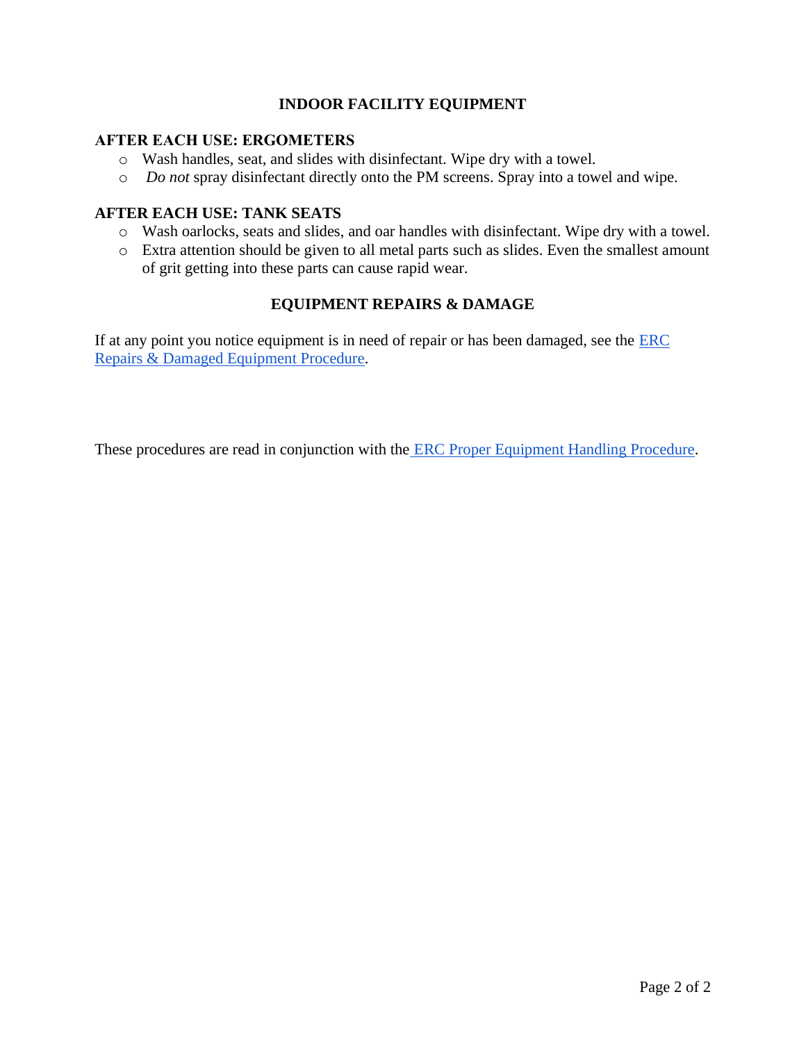## INDOOR FACILITY EQUIPMENT

### AFTER EACH USE: ERGOMETERS

- Wash handles, seat, and slides with disinfectant. Wipe dry with a towel.
- *Do not* spray disinfectant directly onto the PM screens. Spray into a towel and wipe.

### AFTER EACH USE: TANK SEATS

- Wash oarlocks, seats and slides, and oar handles with disinfectant. Wipe dry with a towel.
- Extra attention should be given to all metal parts such as slides. Even the smallest amount of grit getting into these parts can cause rapid wear.

## EQUIPMENT REPAIRS & DAMAGE

If at any point you notice equipment is in need of repair or has been damaged, see the ERC Repairs & Damaged Equipment Procedure.

These procedures are read in conjunction with the ERC Proper Equipment Handling Procedure.